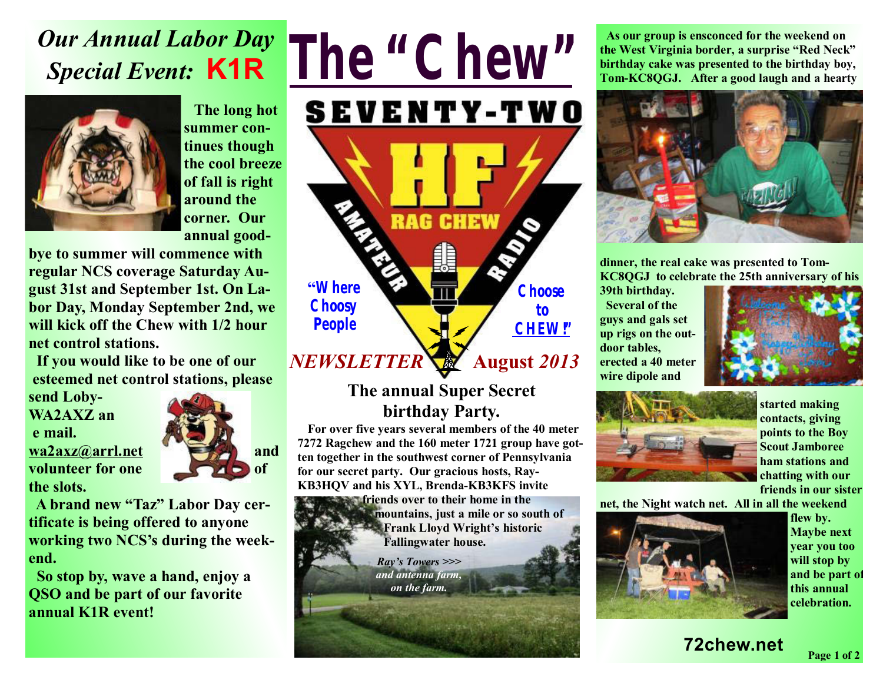# The "Chew"

SEVENTY-TWO

HF RAG CHEW AMATEUR RADIO

"Where Choosy People Choose to CHEW!"

*NEWSLETTER* August *2013*

## *Our Annual Labor Day Special Event:* K1R

**The long hot summer continues though the cool breeze of fall is right around the corner. Our annual goodbye to summer will commence with regular NCS coverage Saturday August 31st and September 1st. On Labor Day, Monday September 2nd, we will kick off the Chew with 1/2 hour net control stations.**

**If you would like to be one of our esteemed net control stations, please send Loby-WA2AXZ an e mail. wa2axz@arrl.net and volunteer for one of the slots.**

**A brand new "Taz" Labor Day certificate is being offered to anyone working two NCS's during the weekend.**

**So stop by, wave a hand, enjoy a QSO and be part of our favorite annual K1R event!**

## The annual Super Secret birthday Party.

**For over five years several members of the 40 meter 7272 Ragchew and the 160 meter 1721 group have gotten together in the southwest corner of Pennsylvania for our secret party. Our gracious hosts, Ray-KB3HQV and his XYL, Brenda-KB3KFS invite friends over to their home in the mountains, just a mile or so south of Frank Lloyd Wright's historic Fallingwater house.**

***Ray's Towers >>> and antenna farm, on the farm.***

**As our group is ensconced for the weekend on the West Virginia border, a surprise "Red Neck" birthday cake was presented to the birthday boy, Tom-KC8QGJ. After a good laugh and a hearty dinner, the real cake was presented to Tom-KC8QGJ to celebrate the 25th anniversary of his 39th birthday.**

**Several of the guys and gals set up rigs on the outdoor tables, erected a 40 meter wire dipole and started making contacts, giving points to the Boy Scout Jamboree ham stations and chatting with our friends in our sister net, the Night watch net. All in all the weekend flew by. Maybe next year you too will stop by and be part of this annual celebration.**

**72chew.net**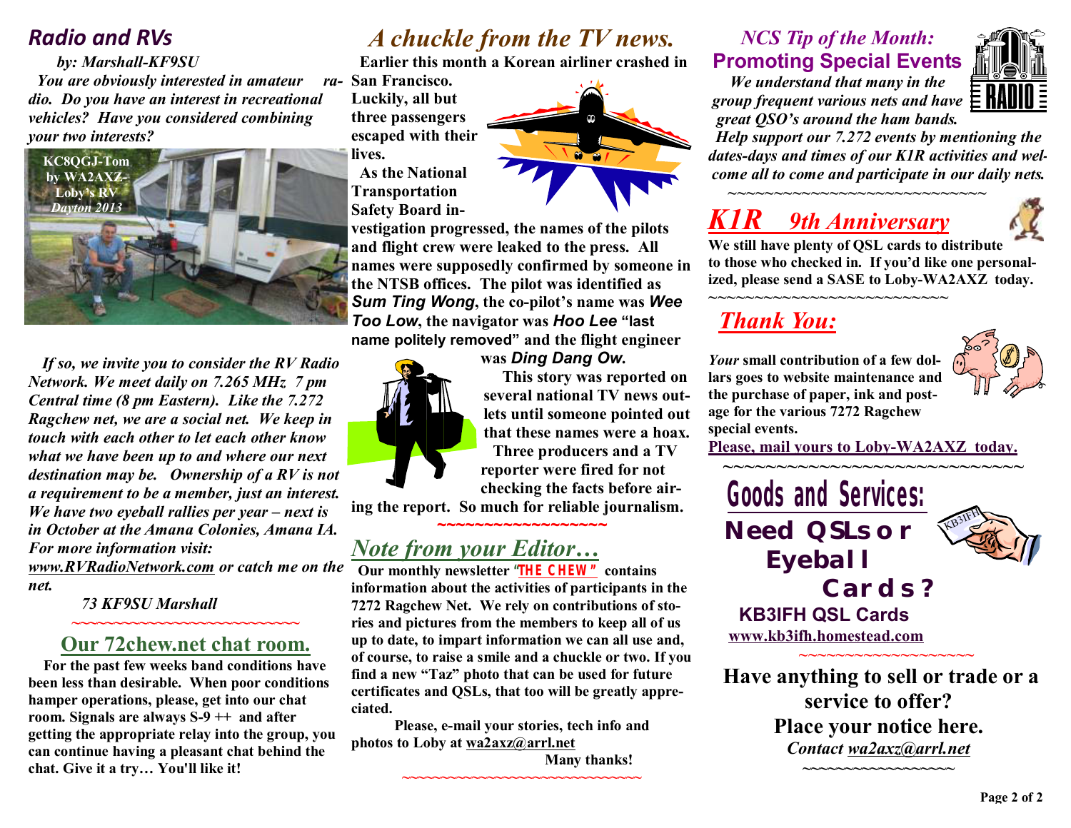## *Radio and RVs*

*by: Marshall-KF9SU*

*You are obviously interested in amateur radio. Do you have an interest in recreational vehicles? Have you considered combining your two interests?*

**KC8QGJ-Tom by WA2AXZ-Loby's RV *Dayton 2013***

*If so, we invite you to consider the RV Radio Network. We meet daily on 7.265 MHz 7 pm Central time (8 pm Eastern). Like the 7.272 Ragchew net, we are a social net. We keep in touch with each other to let each other know what we have been up to and where our next destination may be. Ownership of a RV is not a requirement to be a member, just an interest. We have two eyeball rallies per year – next is in October at the Amana Colonies, Amana IA. For more information visit: [www.RVRadioNetwork.com](http://www.RVRadioNetwork.com) or catch me on the net.*

*73 KF9SU Marshall*

~~~~~~~~~~~~~~~~~~~~~~~~~~~~

## Our 72chew.net chat room.

**For the past few weeks band conditions have been less than desirable. When poor conditions hamper operations, please, get into our chat room. Signals are always S-9 ++ and after getting the appropriate relay into the group, you can continue having a pleasant chat behind the chat. Give it a try… You'll like it!**

## *A chuckle from the TV news.*

**Earlier this month a Korean airliner crashed in San Francisco. Luckily, all but three passengers escaped with their lives.**

**As the National Transportation Safety Board investigation progressed, the names of the pilots and flight crew were leaked to the press. All names were supposedly confirmed by someone in the NTSB offices. The pilot was identified as *Sum Ting Wong*, the co-pilot's name was *Wee Too Low*, the navigator was *Hoo Lee* "last name politely removed" and the flight engineer was *Ding Dang Ow*.**

**This story was reported on several national TV news outlets until someone pointed out that these names were a hoax.**

**Three producers and a TV reporter were fired for not checking the facts before airing the report. So much for reliable journalism.**

~~~~~~~~~~~~~~~~~~

## *Note from your Editor…*

**Our monthly newsletter "THE CHEW" contains information about the activities of participants in the 7272 Ragchew Net. We rely on contributions of stories and pictures from the members to keep all of us up to date, to impart information we can all use and, of course, to raise a smile and a chuckle or two. If you find a new "Taz" photo that can be used for future certificates and QSLs, that too will be greatly appreciated.**

**Please, e-mail your stories, tech info and photos to Loby at [wa2axz@arrl.net](mailto:wa2axz@arrl.net)**

**Many thanks!**

~~~~~~~~~~~~~~~~~~~~~~~~~~~~~~~~

## *NCS Tip of the Month:* **Promoting Special Events**

*We understand that many in the group frequent various nets and have great QSO's around the ham bands.*

*Help support our 7.272 events by mentioning the dates-days and times of our K1R activities and welcome all to come and participate in our daily nets.*

~~~~~~~~~~~~~~~~~~~~~~~~~~~~

## *K1R 9th Anniversary*

**We still have plenty of QSL cards to distribute to those who checked in. If you'd like one personalized, please send a SASE to Loby-WA2AXZ today.**

~~~~~~~~~~~~~~~~~~~~~~~~~~

## *Thank You:*

***Your* small contribution of a few dollars goes to website maintenance and the purchase of paper, ink and postage for the various 7272 Ragchew special events.**

**Please, mail yours to Loby-WA2AXZ today.**

~~~~~~~~~~~~~~~~~~~~~~~~~~~~

## Goods and Services:

**Need QSLs or Eyeball Cards?**

**KB3IFH QSL Cards**

**[www.kb3ifh.homestead.com](http://www.kb3ifh.homestead.com)**

~~~~~~~~~~~~~~~~~~~

**Have anything to sell or trade or a service to offer?**

**Place your notice here.**

***Contact [wa2axz@arrl.net](mailto:wa2axz@arrl.net)***

~~~~~~~~~~~~~~~~~~